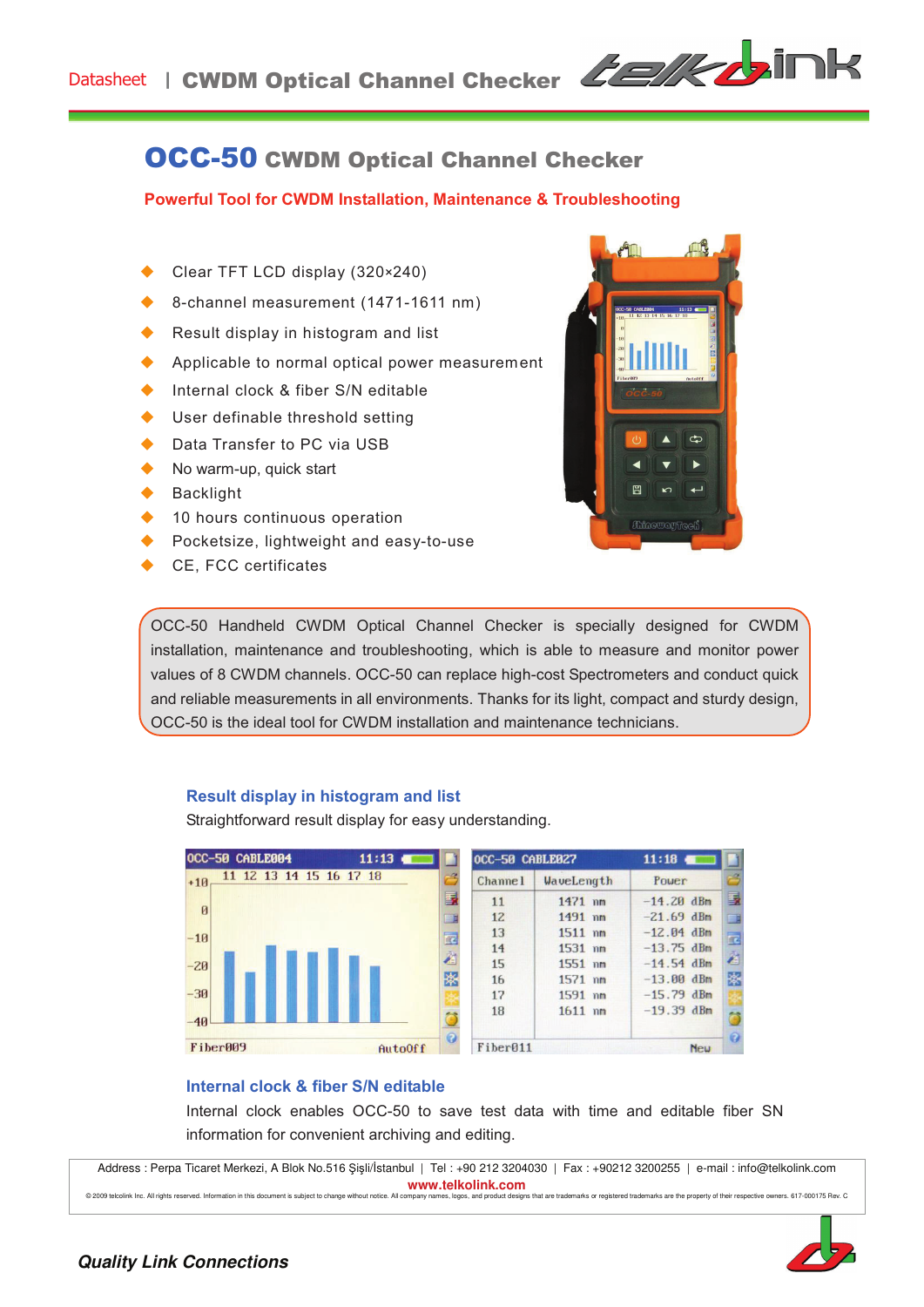# OCC-50 CWDM Optical Channel Checker

**Powerful Tool for CWDM Installation, Maintenance & Troubleshooting**

- Clear TFT LCD display (320×240)
- 8-channel measurement (1471-1611 nm)
- Result display in histogram and list
- Applicable to normal optical power measurement
- Internal clock & fiber S/N editable
- User definable threshold setting
- Data Transfer to PC via USB
- No warm-up, quick start
- Backlight
- 10 hours continuous operation
- Pocketsize, lightweight and easy-to-use
- CE, FCC certificates

OCC-50 Handheld CWDM Optical Channel Checker is specially designed for CWDM installation, maintenance and troubleshooting, which is able to measure and monitor power values of 8 CWDM channels. OCC-50 can replace high-cost Spectrometers and conduct quick and reliable measurements in all environments. Thanks for its light, compact and sturdy design, OCC-50 is the ideal tool for CWDM installation and maintenance technicians.

### Result display in histogram and list

Straightforward result display for easy understanding.

OCC-50 CABLE027 11:18

| Channel | WaveLength | Power |
|---|---|---|
| 11 | 1471 nm | -14.20 dBm |
| 12 | 1491 nm | -21.69 dBm |
| 13 | 1511 nm | -12.04 dBm |
| 14 | 1531 nm | -13.75 dBm |
| 15 | 1551 nm | -14.54 dBm |
| 16 | 1571 nm | -13.00 dBm |
| 17 | 1591 nm | -15.79 dBm |
| 18 | 1611 nm | -19.39 dBm |

Fiber011 New

### Internal clock & fiber S/N editable

Internal clock enables OCC-50 to save test data with time and editable fiber SN information for convenient archiving and editing.

Address : Perpa Ticaret Merkezi, A Blok No.516 Şişli/İstanbul | Tel : +90 212 3204030 | Fax : +90212 3200255 | e-mail : info@telkolink.com
www.telkolink.com
© 2009 telcolink Inc. All rights reserved. Information in this document is subject to change without notice. All company names, logos, and product designs that are trademarks or registered trademarks are the property of their respective owners. 617-000175 Rev. C

*Quality Link Connections*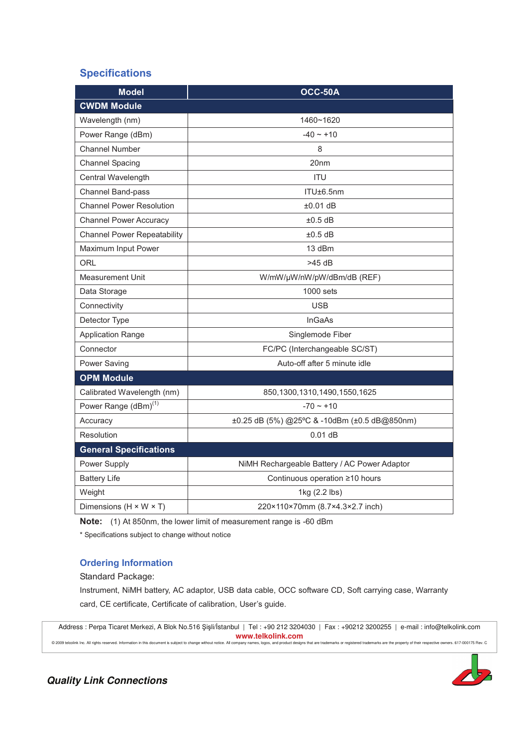## Specifications

| Model | OCC-50A |
|---|---|
| **CWDM Module** | |
| Wavelength (nm) | 1460~1620 |
| Power Range (dBm) | -40 ~ +10 |
| Channel Number | 8 |
| Channel Spacing | 20nm |
| Central Wavelength | ITU |
| Channel Band-pass | ITU±6.5nm |
| Channel Power Resolution | ±0.01 dB |
| Channel Power Accuracy | ±0.5 dB |
| Channel Power Repeatability | ±0.5 dB |
| Maximum Input Power | 13 dBm |
| ORL | >45 dB |
| Measurement Unit | W/mW/μW/nW/pW/dBm/dB (REF) |
| Data Storage | 1000 sets |
| Connectivity | USB |
| Detector Type | InGaAs |
| Application Range | Singlemode Fiber |
| Connector | FC/PC (Interchangeable SC/ST) |
| Power Saving | Auto-off after 5 minute idle |
| **OPM Module** | |
| Calibrated Wavelength (nm) | 850,1300,1310,1490,1550,1625 |
| Power Range (dBm)(1) | -70 ~ +10 |
| Accuracy | ±0.25 dB (5%) @25ºC & -10dBm (±0.5 dB@850nm) |
| Resolution | 0.01 dB |
| **General Specifications** | |
| Power Supply | NiMH Rechargeable Battery / AC Power Adaptor |
| Battery Life | Continuous operation ≥10 hours |
| Weight | 1kg (2.2 lbs) |
| Dimensions (H × W × T) | 220×110×70mm (8.7×4.3×2.7 inch) |

**Note:** (1) At 850nm, the lower limit of measurement range is -60 dBm

* Specifications subject to change without notice

## Ordering Information

Standard Package:

Instrument, NiMH battery, AC adaptor, USB data cable, OCC software CD, Soft carrying case, Warranty card, CE certificate, Certificate of calibration, User's guide.

Address : Perpa Ticaret Merkezi, A Blok No.516 Şişli/İstanbul | Tel : +90 212 3204030 | Fax : +90212 3200255 | e-mail : info@telkolink.com
www.telkolink.com

© 2009 telcolink Inc. All rights reserved. Information in this document is subject to change without notice. All company names, logos, and product designs that are trademarks or registered trademarks are the property of their respective owners. 617-000175 Rev. C

***Quality Link Connections***